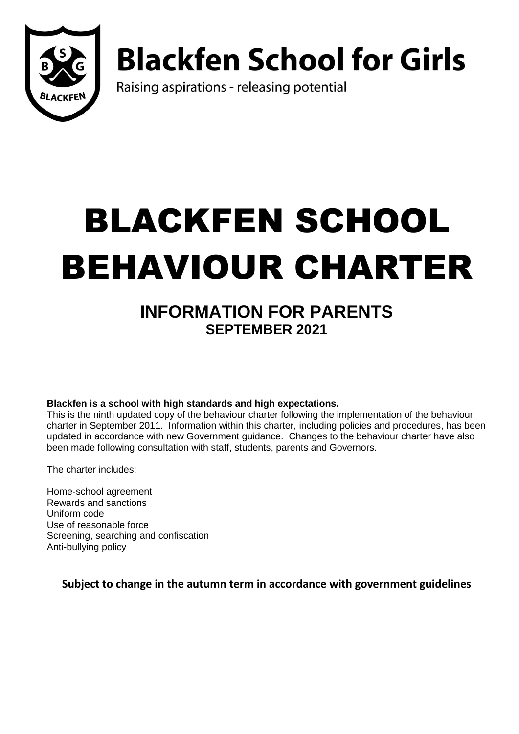# Blackfen School for Girls

Raising aspirations - releasing potential

# BLACKFEN SCHOOL BEHAVIOUR CHARTER

## INFORMATION FOR PARENTS

### SEPTEMBER 2021

**Blackfen is a school with high standards and high expectations.**
This is the ninth updated copy of the behaviour charter following the implementation of the behaviour charter in September 2011. Information within this charter, including policies and procedures, has been updated in accordance with new Government guidance. Changes to the behaviour charter have also been made following consultation with staff, students, parents and Governors.

The charter includes:

Home-school agreement
Rewards and sanctions
Uniform code
Use of reasonable force
Screening, searching and confiscation
Anti-bullying policy

**Subject to change in the autumn term in accordance with government guidelines**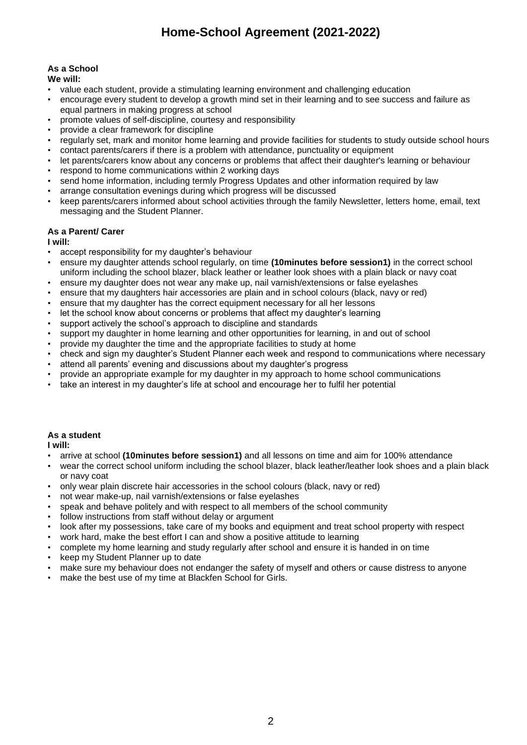# Home-School Agreement (2021-2022)

**As a School**

**We will:**

- value each student, provide a stimulating learning environment and challenging education
- encourage every student to develop a growth mind set in their learning and to see success and failure as equal partners in making progress at school
- promote values of self-discipline, courtesy and responsibility
- provide a clear framework for discipline
- regularly set, mark and monitor home learning and provide facilities for students to study outside school hours
- contact parents/carers if there is a problem with attendance, punctuality or equipment
- let parents/carers know about any concerns or problems that affect their daughter's learning or behaviour
- respond to home communications within 2 working days
- send home information, including termly Progress Updates and other information required by law
- arrange consultation evenings during which progress will be discussed
- keep parents/carers informed about school activities through the family Newsletter, letters home, email, text messaging and the Student Planner.

**As a Parent/ Carer**

**I will:**

- accept responsibility for my daughter's behaviour
- ensure my daughter attends school regularly, on time **(10minutes before session1)** in the correct school uniform including the school blazer, black leather or leather look shoes with a plain black or navy coat
- ensure my daughter does not wear any make up, nail varnish/extensions or false eyelashes
- ensure that my daughters hair accessories are plain and in school colours (black, navy or red)
- ensure that my daughter has the correct equipment necessary for all her lessons
- let the school know about concerns or problems that affect my daughter's learning
- support actively the school's approach to discipline and standards
- support my daughter in home learning and other opportunities for learning, in and out of school
- provide my daughter the time and the appropriate facilities to study at home
- check and sign my daughter's Student Planner each week and respond to communications where necessary
- attend all parents' evening and discussions about my daughter's progress
- provide an appropriate example for my daughter in my approach to home school communications
- take an interest in my daughter's life at school and encourage her to fulfil her potential

**As a student**

**I will:**

- arrive at school **(10minutes before session1)** and all lessons on time and aim for 100% attendance
- wear the correct school uniform including the school blazer, black leather/leather look shoes and a plain black or navy coat
- only wear plain discrete hair accessories in the school colours (black, navy or red)
- not wear make-up, nail varnish/extensions or false eyelashes
- speak and behave politely and with respect to all members of the school community
- follow instructions from staff without delay or argument
- look after my possessions, take care of my books and equipment and treat school property with respect
- work hard, make the best effort I can and show a positive attitude to learning
- complete my home learning and study regularly after school and ensure it is handed in on time
- keep my Student Planner up to date
- make sure my behaviour does not endanger the safety of myself and others or cause distress to anyone
- make the best use of my time at Blackfen School for Girls.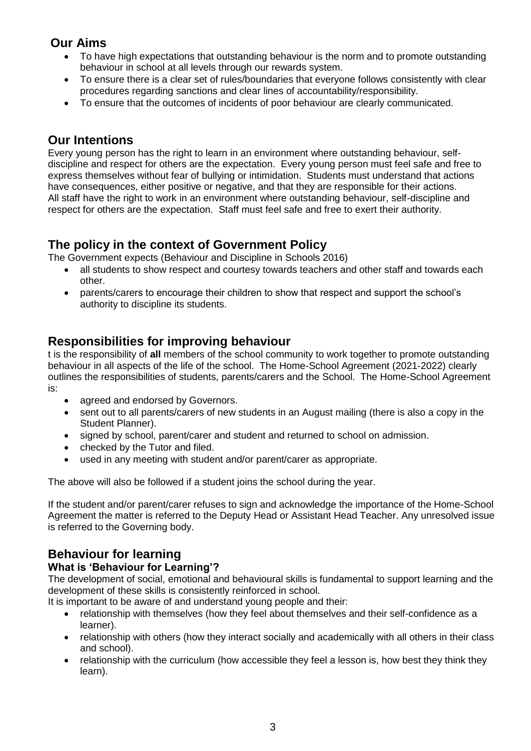## Our Aims

- To have high expectations that outstanding behaviour is the norm and to promote outstanding behaviour in school at all levels through our rewards system.
- To ensure there is a clear set of rules/boundaries that everyone follows consistently with clear procedures regarding sanctions and clear lines of accountability/responsibility.
- To ensure that the outcomes of incidents of poor behaviour are clearly communicated.

## Our Intentions

Every young person has the right to learn in an environment where outstanding behaviour, self-discipline and respect for others are the expectation. Every young person must feel safe and free to express themselves without fear of bullying or intimidation. Students must understand that actions have consequences, either positive or negative, and that they are responsible for their actions.
All staff have the right to work in an environment where outstanding behaviour, self-discipline and respect for others are the expectation. Staff must feel safe and free to exert their authority.

## The policy in the context of Government Policy

The Government expects (Behaviour and Discipline in Schools 2016)

- all students to show respect and courtesy towards teachers and other staff and towards each other.
- parents/carers to encourage their children to show that respect and support the school's authority to discipline its students.

## Responsibilities for improving behaviour

t is the responsibility of **all** members of the school community to work together to promote outstanding behaviour in all aspects of the life of the school. The Home-School Agreement (2021-2022) clearly outlines the responsibilities of students, parents/carers and the School. The Home-School Agreement is:

- agreed and endorsed by Governors.
- sent out to all parents/carers of new students in an August mailing (there is also a copy in the Student Planner).
- signed by school, parent/carer and student and returned to school on admission.
- checked by the Tutor and filed.
- used in any meeting with student and/or parent/carer as appropriate.

The above will also be followed if a student joins the school during the year.

If the student and/or parent/carer refuses to sign and acknowledge the importance of the Home-School Agreement the matter is referred to the Deputy Head or Assistant Head Teacher. Any unresolved issue is referred to the Governing body.

## Behaviour for learning

### What is 'Behaviour for Learning'?

The development of social, emotional and behavioural skills is fundamental to support learning and the development of these skills is consistently reinforced in school.
It is important to be aware of and understand young people and their:

- relationship with themselves (how they feel about themselves and their self-confidence as a learner).
- relationship with others (how they interact socially and academically with all others in their class and school).
- relationship with the curriculum (how accessible they feel a lesson is, how best they think they learn).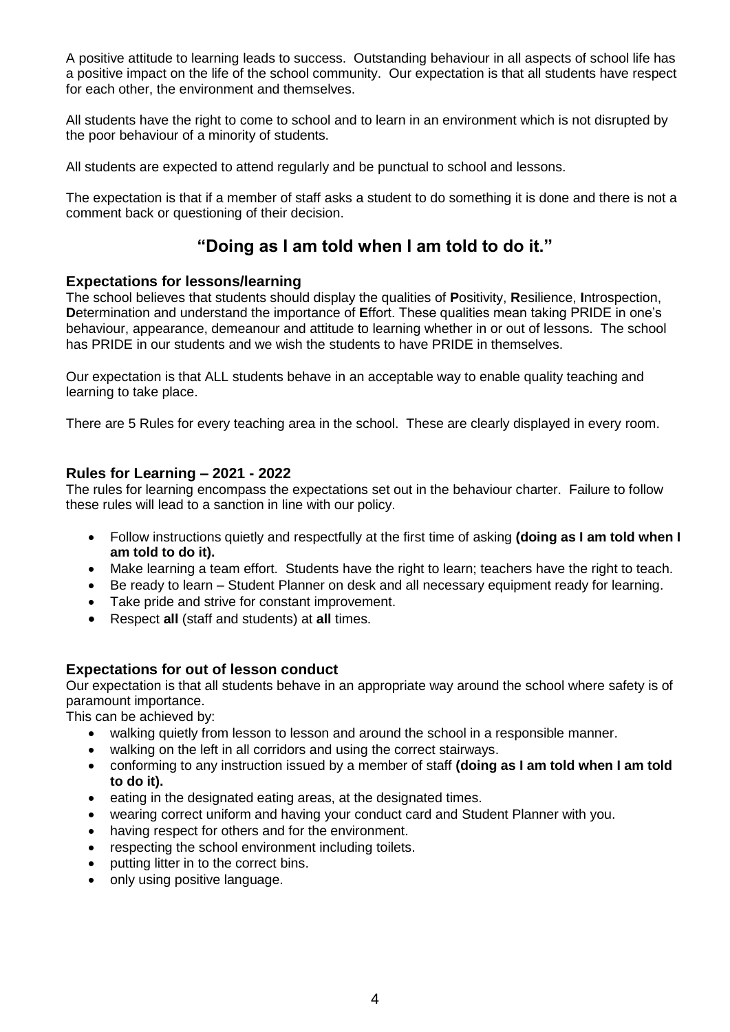A positive attitude to learning leads to success. Outstanding behaviour in all aspects of school life has a positive impact on the life of the school community. Our expectation is that all students have respect for each other, the environment and themselves.

All students have the right to come to school and to learn in an environment which is not disrupted by the poor behaviour of a minority of students.

All students are expected to attend regularly and be punctual to school and lessons.

The expectation is that if a member of staff asks a student to do something it is done and there is not a comment back or questioning of their decision.

## "Doing as I am told when I am told to do it."

### Expectations for lessons/learning

The school believes that students should display the qualities of **P**ositivity, **R**esilience, **I**ntrospection, **D**etermination and understand the importance of **E**ffort. These qualities mean taking PRIDE in one's behaviour, appearance, demeanour and attitude to learning whether in or out of lessons. The school has PRIDE in our students and we wish the students to have PRIDE in themselves.

Our expectation is that ALL students behave in an acceptable way to enable quality teaching and learning to take place.

There are 5 Rules for every teaching area in the school. These are clearly displayed in every room.

### Rules for Learning – 2021 - 2022

The rules for learning encompass the expectations set out in the behaviour charter. Failure to follow these rules will lead to a sanction in line with our policy.

- Follow instructions quietly and respectfully at the first time of asking **(doing as I am told when I am told to do it).**
- Make learning a team effort. Students have the right to learn; teachers have the right to teach.
- Be ready to learn – Student Planner on desk and all necessary equipment ready for learning.
- Take pride and strive for constant improvement.
- Respect **all** (staff and students) at **all** times.

### Expectations for out of lesson conduct

Our expectation is that all students behave in an appropriate way around the school where safety is of paramount importance.

This can be achieved by:

- walking quietly from lesson to lesson and around the school in a responsible manner.
- walking on the left in all corridors and using the correct stairways.
- conforming to any instruction issued by a member of staff **(doing as I am told when I am told to do it).**
- eating in the designated eating areas, at the designated times.
- wearing correct uniform and having your conduct card and Student Planner with you.
- having respect for others and for the environment.
- respecting the school environment including toilets.
- putting litter in to the correct bins.
- only using positive language.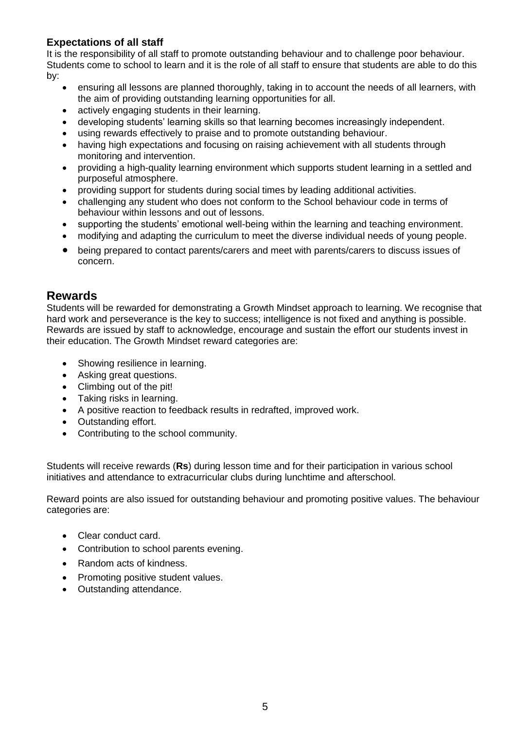### Expectations of all staff

It is the responsibility of all staff to promote outstanding behaviour and to challenge poor behaviour. Students come to school to learn and it is the role of all staff to ensure that students are able to do this by:

- ensuring all lessons are planned thoroughly, taking in to account the needs of all learners, with the aim of providing outstanding learning opportunities for all.
- actively engaging students in their learning.
- developing students' learning skills so that learning becomes increasingly independent.
- using rewards effectively to praise and to promote outstanding behaviour.
- having high expectations and focusing on raising achievement with all students through monitoring and intervention.
- providing a high-quality learning environment which supports student learning in a settled and purposeful atmosphere.
- providing support for students during social times by leading additional activities.
- challenging any student who does not conform to the School behaviour code in terms of behaviour within lessons and out of lessons.
- supporting the students' emotional well-being within the learning and teaching environment.
- modifying and adapting the curriculum to meet the diverse individual needs of young people.
- being prepared to contact parents/carers and meet with parents/carers to discuss issues of concern.

## Rewards

Students will be rewarded for demonstrating a Growth Mindset approach to learning. We recognise that hard work and perseverance is the key to success; intelligence is not fixed and anything is possible. Rewards are issued by staff to acknowledge, encourage and sustain the effort our students invest in their education. The Growth Mindset reward categories are:

- Showing resilience in learning.
- Asking great questions.
- Climbing out of the pit!
- Taking risks in learning.
- A positive reaction to feedback results in redrafted, improved work.
- Outstanding effort.
- Contributing to the school community.

Students will receive rewards (**Rs**) during lesson time and for their participation in various school initiatives and attendance to extracurricular clubs during lunchtime and afterschool.

Reward points are also issued for outstanding behaviour and promoting positive values. The behaviour categories are:

- Clear conduct card.
- Contribution to school parents evening.
- Random acts of kindness.
- Promoting positive student values.
- Outstanding attendance.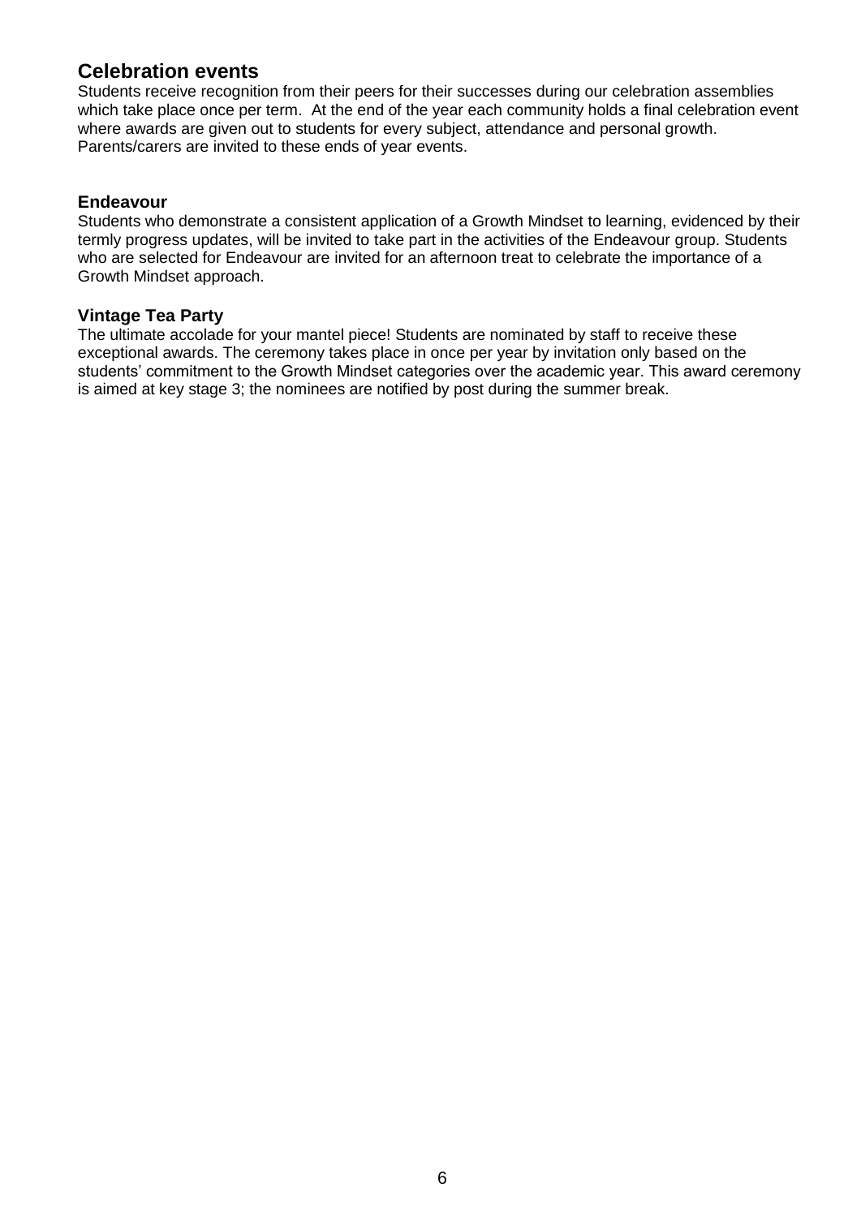## Celebration events

Students receive recognition from their peers for their successes during our celebration assemblies which take place once per term. At the end of the year each community holds a final celebration event where awards are given out to students for every subject, attendance and personal growth. Parents/carers are invited to these ends of year events.

### Endeavour

Students who demonstrate a consistent application of a Growth Mindset to learning, evidenced by their termly progress updates, will be invited to take part in the activities of the Endeavour group. Students who are selected for Endeavour are invited for an afternoon treat to celebrate the importance of a Growth Mindset approach.

### Vintage Tea Party

The ultimate accolade for your mantel piece! Students are nominated by staff to receive these exceptional awards. The ceremony takes place in once per year by invitation only based on the students' commitment to the Growth Mindset categories over the academic year. This award ceremony is aimed at key stage 3; the nominees are notified by post during the summer break.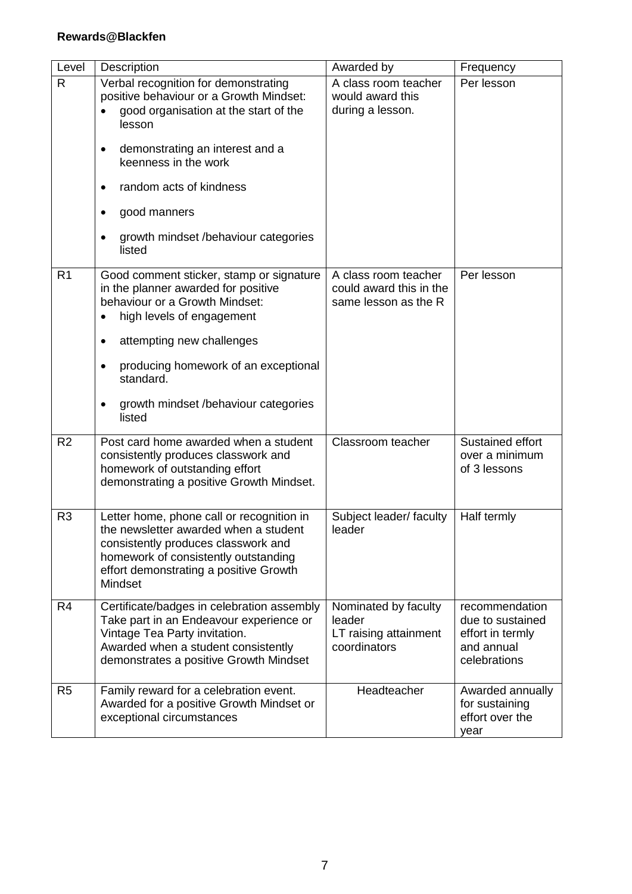**Rewards@Blackfen**

| Level | Description | Awarded by | Frequency |
|---|---|---|---|
| R | Verbal recognition for demonstrating positive behaviour or a Growth Mindset:<br>• good organisation at the start of the lesson<br>• demonstrating an interest and a keenness in the work<br>• random acts of kindness<br>• good manners<br>• growth mindset /behaviour categories listed | A class room teacher would award this during a lesson. | Per lesson |
| R1 | Good comment sticker, stamp or signature in the planner awarded for positive behaviour or a Growth Mindset:<br>• high levels of engagement<br>• attempting new challenges<br>• producing homework of an exceptional standard.<br>• growth mindset /behaviour categories listed | A class room teacher could award this in the same lesson as the R | Per lesson |
| R2 | Post card home awarded when a student consistently produces classwork and homework of outstanding effort demonstrating a positive Growth Mindset. | Classroom teacher | Sustained effort over a minimum of 3 lessons |
| R3 | Letter home, phone call or recognition in the newsletter awarded when a student consistently produces classwork and homework of consistently outstanding effort demonstrating a positive Growth Mindset | Subject leader/ faculty leader | Half termly |
| R4 | Certificate/badges in celebration assembly Take part in an Endeavour experience or Vintage Tea Party invitation.<br>Awarded when a student consistently demonstrates a positive Growth Mindset | Nominated by faculty leader<br>LT raising attainment coordinators | recommendation due to sustained effort in termly and annual celebrations |
| R5 | Family reward for a celebration event. Awarded for a positive Growth Mindset or exceptional circumstances | Headteacher | Awarded annually for sustaining effort over the year |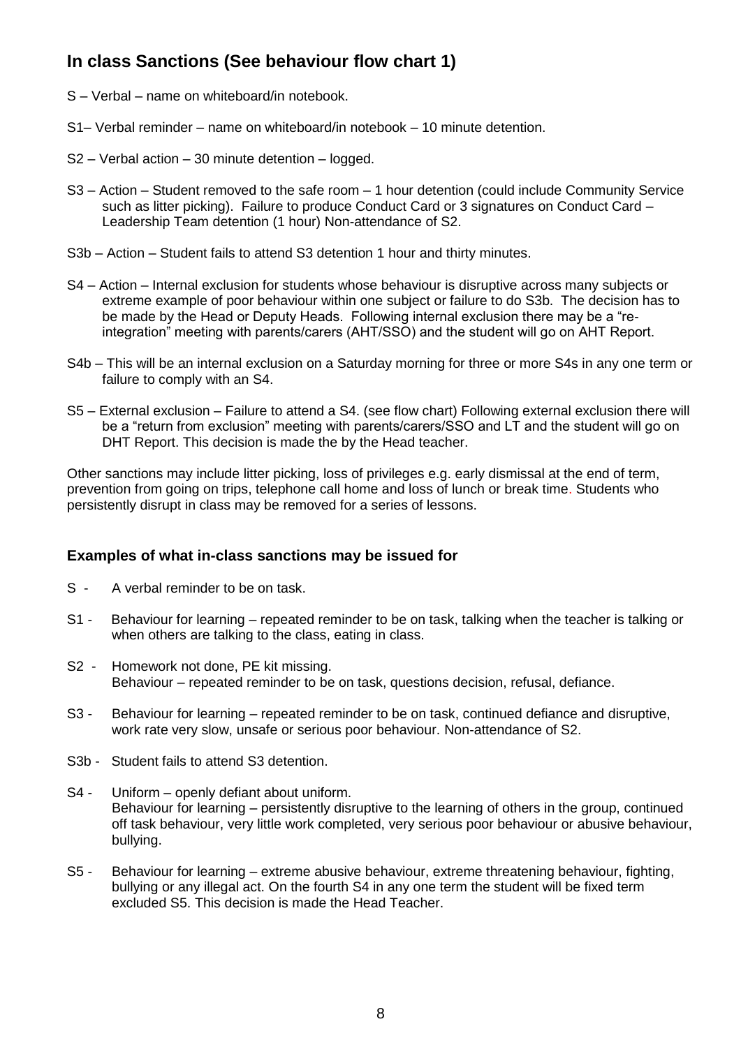## In class Sanctions (See behaviour flow chart 1)

S – Verbal – name on whiteboard/in notebook.

S1– Verbal reminder – name on whiteboard/in notebook – 10 minute detention.

S2 – Verbal action – 30 minute detention – logged.

S3 – Action – Student removed to the safe room – 1 hour detention (could include Community Service such as litter picking). Failure to produce Conduct Card or 3 signatures on Conduct Card – Leadership Team detention (1 hour) Non-attendance of S2.

S3b – Action – Student fails to attend S3 detention 1 hour and thirty minutes.

S4 – Action – Internal exclusion for students whose behaviour is disruptive across many subjects or extreme example of poor behaviour within one subject or failure to do S3b. The decision has to be made by the Head or Deputy Heads. Following internal exclusion there may be a "re-integration" meeting with parents/carers (AHT/SSO) and the student will go on AHT Report.

S4b – This will be an internal exclusion on a Saturday morning for three or more S4s in any one term or failure to comply with an S4.

S5 – External exclusion – Failure to attend a S4. (see flow chart) Following external exclusion there will be a "return from exclusion" meeting with parents/carers/SSO and LT and the student will go on DHT Report. This decision is made the by the Head teacher.

Other sanctions may include litter picking, loss of privileges e.g. early dismissal at the end of term, prevention from going on trips, telephone call home and loss of lunch or break time. Students who persistently disrupt in class may be removed for a series of lessons.

### Examples of what in-class sanctions may be issued for

S - A verbal reminder to be on task.

S1 - Behaviour for learning – repeated reminder to be on task, talking when the teacher is talking or when others are talking to the class, eating in class.

S2 - Homework not done, PE kit missing.
Behaviour – repeated reminder to be on task, questions decision, refusal, defiance.

S3 - Behaviour for learning – repeated reminder to be on task, continued defiance and disruptive, work rate very slow, unsafe or serious poor behaviour. Non-attendance of S2.

S3b - Student fails to attend S3 detention.

S4 - Uniform – openly defiant about uniform.
Behaviour for learning – persistently disruptive to the learning of others in the group, continued off task behaviour, very little work completed, very serious poor behaviour or abusive behaviour, bullying.

S5 - Behaviour for learning – extreme abusive behaviour, extreme threatening behaviour, fighting, bullying or any illegal act. On the fourth S4 in any one term the student will be fixed term excluded S5. This decision is made the Head Teacher.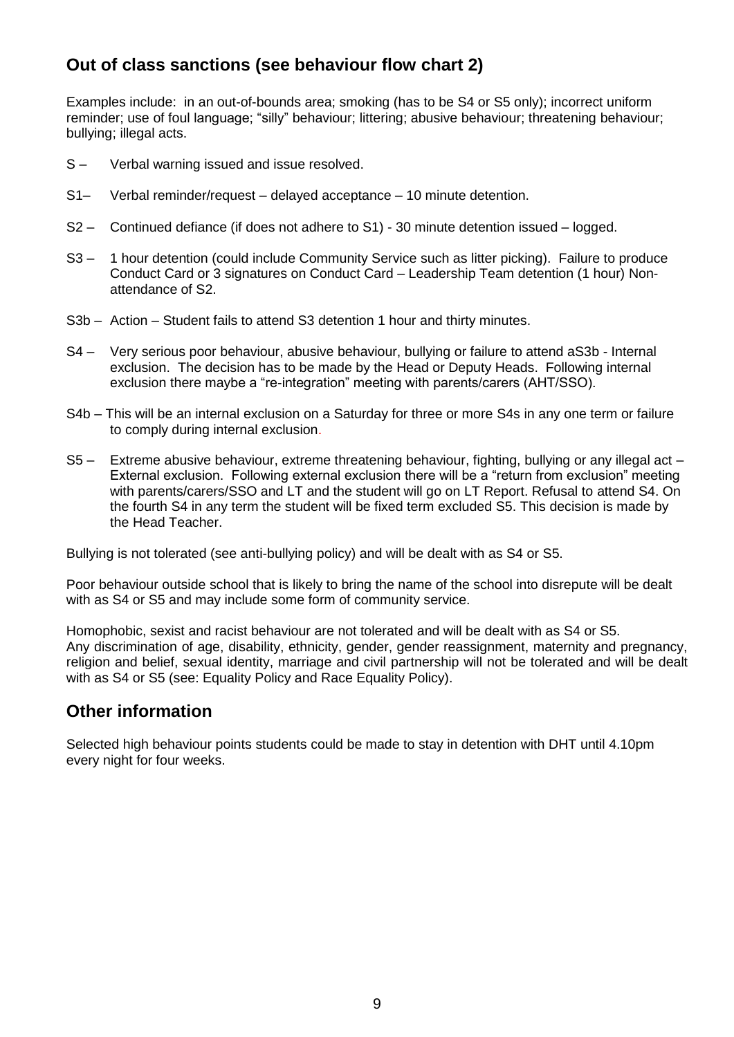## Out of class sanctions (see behaviour flow chart 2)

Examples include: in an out-of-bounds area; smoking (has to be S4 or S5 only); incorrect uniform reminder; use of foul language; "silly" behaviour; littering; abusive behaviour; threatening behaviour; bullying; illegal acts.

S – Verbal warning issued and issue resolved.

S1– Verbal reminder/request – delayed acceptance – 10 minute detention.

S2 – Continued defiance (if does not adhere to S1) - 30 minute detention issued – logged.

S3 – 1 hour detention (could include Community Service such as litter picking). Failure to produce Conduct Card or 3 signatures on Conduct Card – Leadership Team detention (1 hour) Non-attendance of S2.

S3b – Action – Student fails to attend S3 detention 1 hour and thirty minutes.

S4 – Very serious poor behaviour, abusive behaviour, bullying or failure to attend aS3b - Internal exclusion. The decision has to be made by the Head or Deputy Heads. Following internal exclusion there maybe a "re-integration" meeting with parents/carers (AHT/SSO).

S4b – This will be an internal exclusion on a Saturday for three or more S4s in any one term or failure to comply during internal exclusion.

S5 – Extreme abusive behaviour, extreme threatening behaviour, fighting, bullying or any illegal act – External exclusion. Following external exclusion there will be a "return from exclusion" meeting with parents/carers/SSO and LT and the student will go on LT Report. Refusal to attend S4. On the fourth S4 in any term the student will be fixed term excluded S5. This decision is made by the Head Teacher.

Bullying is not tolerated (see anti-bullying policy) and will be dealt with as S4 or S5.

Poor behaviour outside school that is likely to bring the name of the school into disrepute will be dealt with as S4 or S5 and may include some form of community service.

Homophobic, sexist and racist behaviour are not tolerated and will be dealt with as S4 or S5.
Any discrimination of age, disability, ethnicity, gender, gender reassignment, maternity and pregnancy, religion and belief, sexual identity, marriage and civil partnership will not be tolerated and will be dealt with as S4 or S5 (see: Equality Policy and Race Equality Policy).

## Other information

Selected high behaviour points students could be made to stay in detention with DHT until 4.10pm every night for four weeks.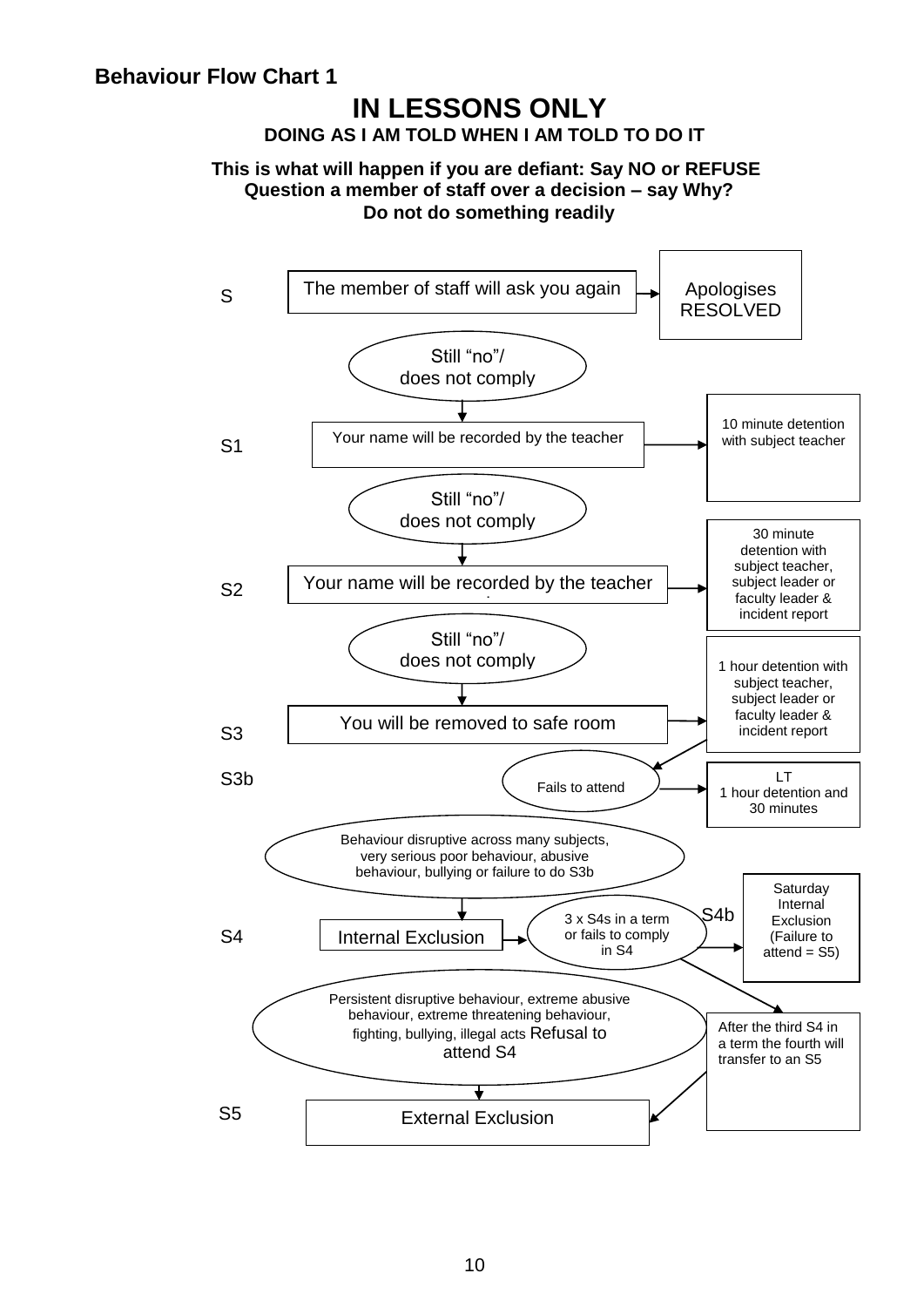**Behaviour Flow Chart 1**

# IN LESSONS ONLY

**DOING AS I AM TOLD WHEN I AM TOLD TO DO IT**

**This is what will happen if you are defiant: Say NO or REFUSE**
**Question a member of staff over a decision – say Why?**
**Do not do something readily**

S

The member of staff will ask you again → Apologises RESOLVED

Still "no"/ does not comply

S1

Your name will be recorded by the teacher → 10 minute detention with subject teacher

Still "no"/ does not comply

S2

Your name will be recorded by the teacher → 30 minute detention with subject teacher, subject leader or faculty leader & incident report

Still "no"/ does not comply

S3

You will be removed to safe room → 1 hour detention with subject teacher, subject leader or faculty leader & incident report

S3b

Fails to attend → LT 1 hour detention and 30 minutes

Behaviour disruptive across many subjects, very serious poor behaviour, abusive behaviour, bullying or failure to do S3b

S4

Internal Exclusion → 3 x S4s in a term or fails to comply in S4 → S4b Saturday Internal Exclusion (Failure to attend = S5)

3 x S4s in a term or fails to comply in S4 → After the third S4 in a term the fourth will transfer to an S5

Persistent disruptive behaviour, extreme abusive behaviour, extreme threatening behaviour, fighting, bullying, illegal acts Refusal to attend S4

S5

External Exclusion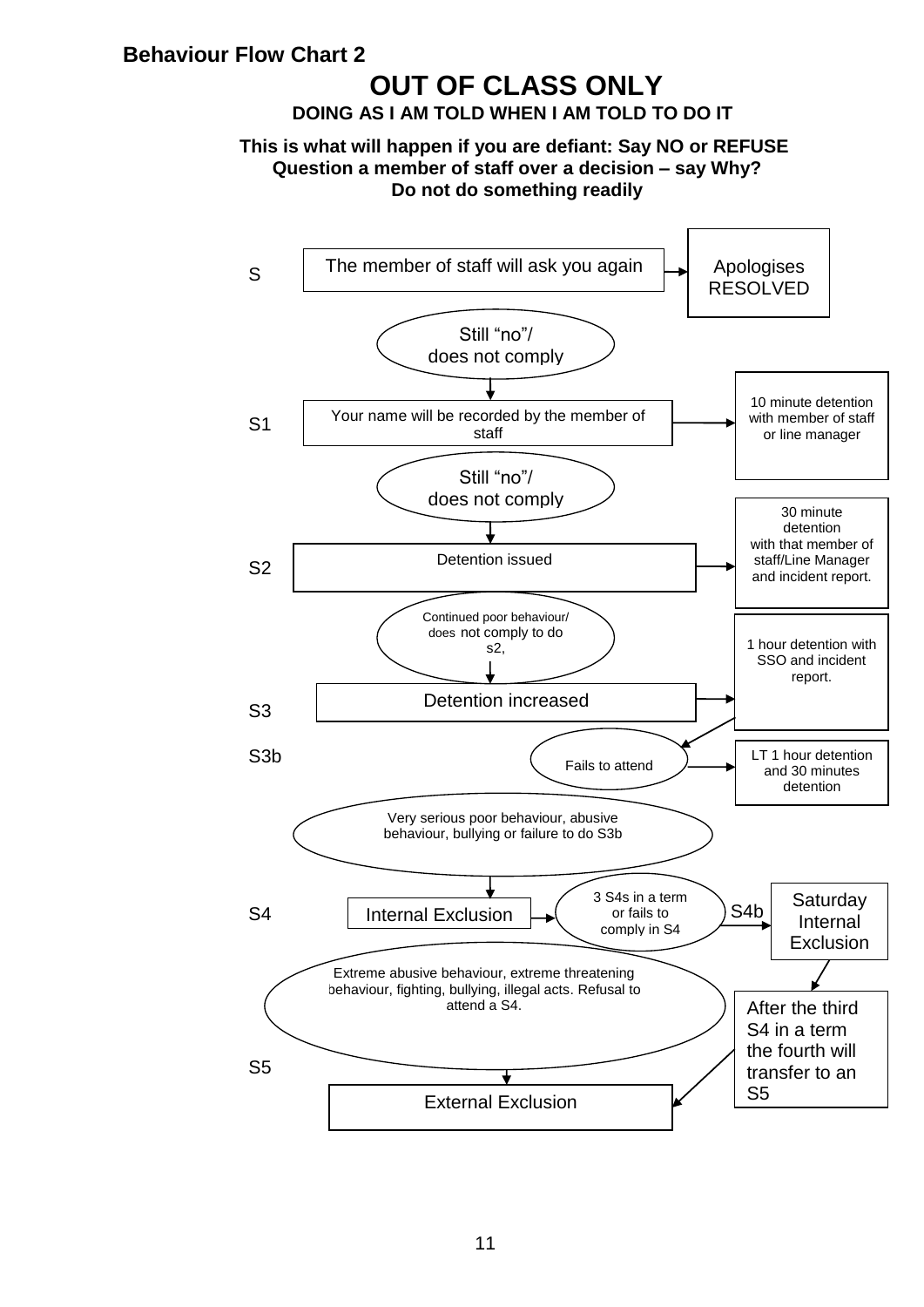**Behaviour Flow Chart 2**

# OUT OF CLASS ONLY

**DOING AS I AM TOLD WHEN I AM TOLD TO DO IT**

**This is what will happen if you are defiant: Say NO or REFUSE**
**Question a member of staff over a decision – say Why?**
**Do not do something readily**

**S** – The member of staff will ask you again → Apologises RESOLVED

Still "no"/ does not comply ↓

**S1** – Your name will be recorded by the member of staff → 10 minute detention with member of staff or line manager

Still "no"/ does not comply ↓

**S2** – Detention issued → 30 minute detention with that member of staff/Line Manager and incident report.

Continued poor behaviour/ does not comply to do s2, ↓

**S3** – Detention increased → 1 hour detention with SSO and incident report.

**S3b** – Fails to attend → LT 1 hour detention and 30 minutes detention

Very serious poor behaviour, abusive behaviour, bullying or failure to do S3b ↓

**S4** – Internal Exclusion → 3 S4s in a term or fails to comply in S4 → **S4b** Saturday Internal Exclusion

Saturday Internal Exclusion → After the third S4 in a term the fourth will transfer to an S5

Extreme abusive behaviour, extreme threatening behaviour, fighting, bullying, illegal acts. Refusal to attend a S4. ↓

**S5** – External Exclusion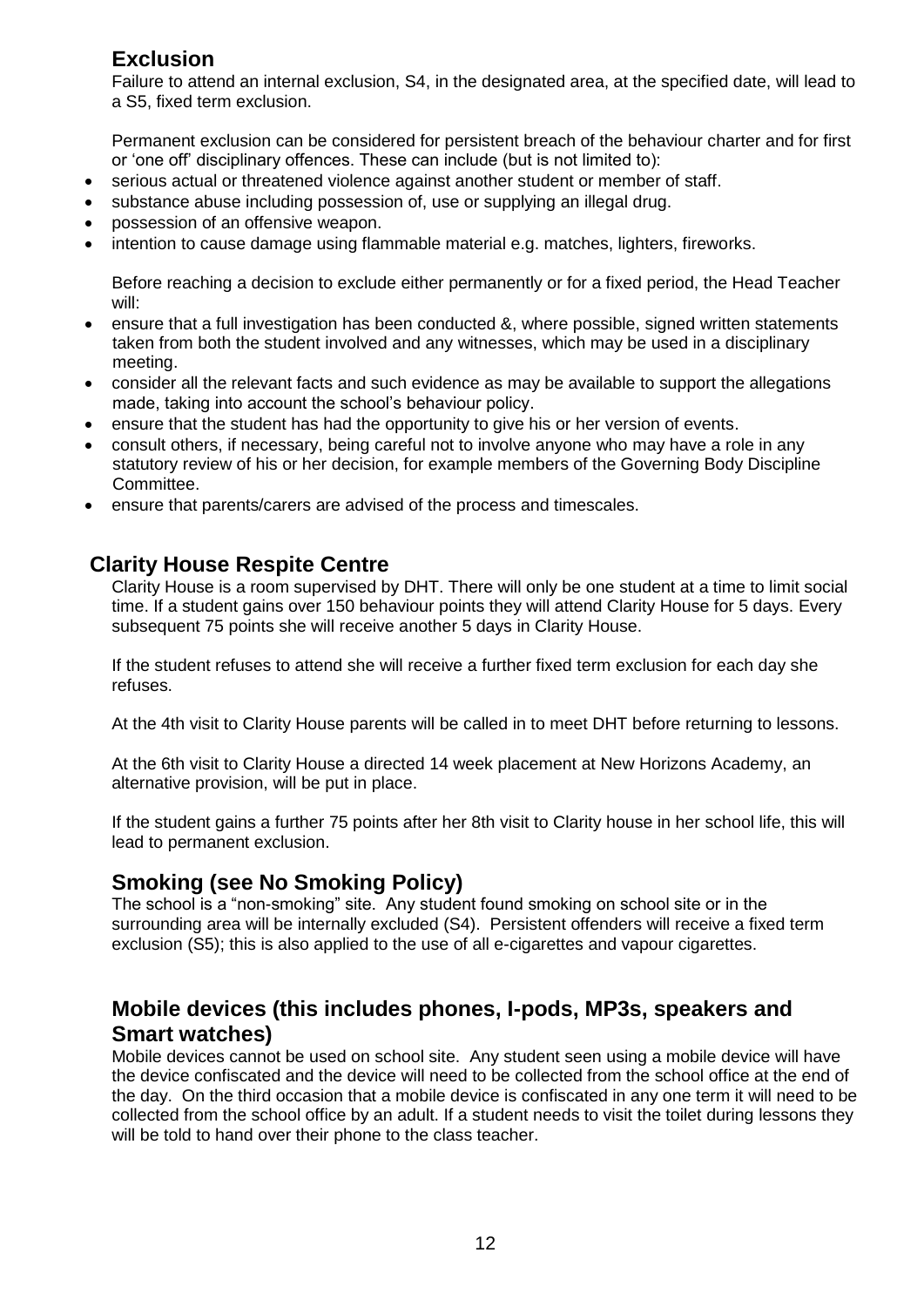## Exclusion

Failure to attend an internal exclusion, S4, in the designated area, at the specified date, will lead to a S5, fixed term exclusion.

Permanent exclusion can be considered for persistent breach of the behaviour charter and for first or 'one off' disciplinary offences. These can include (but is not limited to):

- serious actual or threatened violence against another student or member of staff.
- substance abuse including possession of, use or supplying an illegal drug.
- possession of an offensive weapon.
- intention to cause damage using flammable material e.g. matches, lighters, fireworks.

Before reaching a decision to exclude either permanently or for a fixed period, the Head Teacher will:

- ensure that a full investigation has been conducted &, where possible, signed written statements taken from both the student involved and any witnesses, which may be used in a disciplinary meeting.
- consider all the relevant facts and such evidence as may be available to support the allegations made, taking into account the school's behaviour policy.
- ensure that the student has had the opportunity to give his or her version of events.
- consult others, if necessary, being careful not to involve anyone who may have a role in any statutory review of his or her decision, for example members of the Governing Body Discipline Committee.
- ensure that parents/carers are advised of the process and timescales.

## Clarity House Respite Centre

Clarity House is a room supervised by DHT. There will only be one student at a time to limit social time. If a student gains over 150 behaviour points they will attend Clarity House for 5 days. Every subsequent 75 points she will receive another 5 days in Clarity House.

If the student refuses to attend she will receive a further fixed term exclusion for each day she refuses.

At the 4th visit to Clarity House parents will be called in to meet DHT before returning to lessons.

At the 6th visit to Clarity House a directed 14 week placement at New Horizons Academy, an alternative provision, will be put in place.

If the student gains a further 75 points after her 8th visit to Clarity house in her school life, this will lead to permanent exclusion.

## Smoking (see No Smoking Policy)

The school is a "non-smoking" site. Any student found smoking on school site or in the surrounding area will be internally excluded (S4). Persistent offenders will receive a fixed term exclusion (S5); this is also applied to the use of all e-cigarettes and vapour cigarettes.

## Mobile devices (this includes phones, I-pods, MP3s, speakers and Smart watches)

Mobile devices cannot be used on school site. Any student seen using a mobile device will have the device confiscated and the device will need to be collected from the school office at the end of the day. On the third occasion that a mobile device is confiscated in any one term it will need to be collected from the school office by an adult. If a student needs to visit the toilet during lessons they will be told to hand over their phone to the class teacher.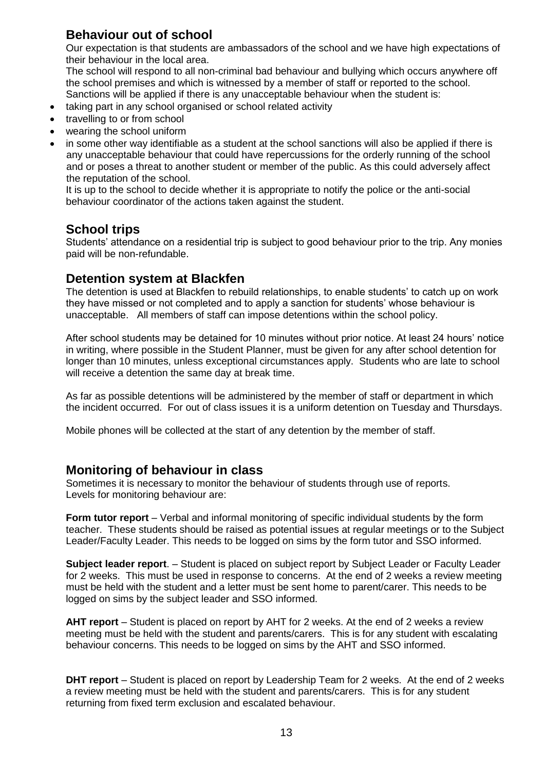## Behaviour out of school

Our expectation is that students are ambassadors of the school and we have high expectations of their behaviour in the local area.

The school will respond to all non-criminal bad behaviour and bullying which occurs anywhere off the school premises and which is witnessed by a member of staff or reported to the school. Sanctions will be applied if there is any unacceptable behaviour when the student is:

- taking part in any school organised or school related activity
- travelling to or from school
- wearing the school uniform
- in some other way identifiable as a student at the school sanctions will also be applied if there is any unacceptable behaviour that could have repercussions for the orderly running of the school and or poses a threat to another student or member of the public. As this could adversely affect the reputation of the school.

It is up to the school to decide whether it is appropriate to notify the police or the anti-social behaviour coordinator of the actions taken against the student.

## School trips

Students' attendance on a residential trip is subject to good behaviour prior to the trip. Any monies paid will be non-refundable.

## Detention system at Blackfen

The detention is used at Blackfen to rebuild relationships, to enable students' to catch up on work they have missed or not completed and to apply a sanction for students' whose behaviour is unacceptable. All members of staff can impose detentions within the school policy.

After school students may be detained for 10 minutes without prior notice. At least 24 hours' notice in writing, where possible in the Student Planner, must be given for any after school detention for longer than 10 minutes, unless exceptional circumstances apply. Students who are late to school will receive a detention the same day at break time.

As far as possible detentions will be administered by the member of staff or department in which the incident occurred. For out of class issues it is a uniform detention on Tuesday and Thursdays.

Mobile phones will be collected at the start of any detention by the member of staff.

## Monitoring of behaviour in class

Sometimes it is necessary to monitor the behaviour of students through use of reports. Levels for monitoring behaviour are:

**Form tutor report** – Verbal and informal monitoring of specific individual students by the form teacher. These students should be raised as potential issues at regular meetings or to the Subject Leader/Faculty Leader. This needs to be logged on sims by the form tutor and SSO informed.

**Subject leader report**. – Student is placed on subject report by Subject Leader or Faculty Leader for 2 weeks. This must be used in response to concerns. At the end of 2 weeks a review meeting must be held with the student and a letter must be sent home to parent/carer. This needs to be logged on sims by the subject leader and SSO informed.

**AHT report** – Student is placed on report by AHT for 2 weeks. At the end of 2 weeks a review meeting must be held with the student and parents/carers. This is for any student with escalating behaviour concerns. This needs to be logged on sims by the AHT and SSO informed.

**DHT report** – Student is placed on report by Leadership Team for 2 weeks. At the end of 2 weeks a review meeting must be held with the student and parents/carers. This is for any student returning from fixed term exclusion and escalated behaviour.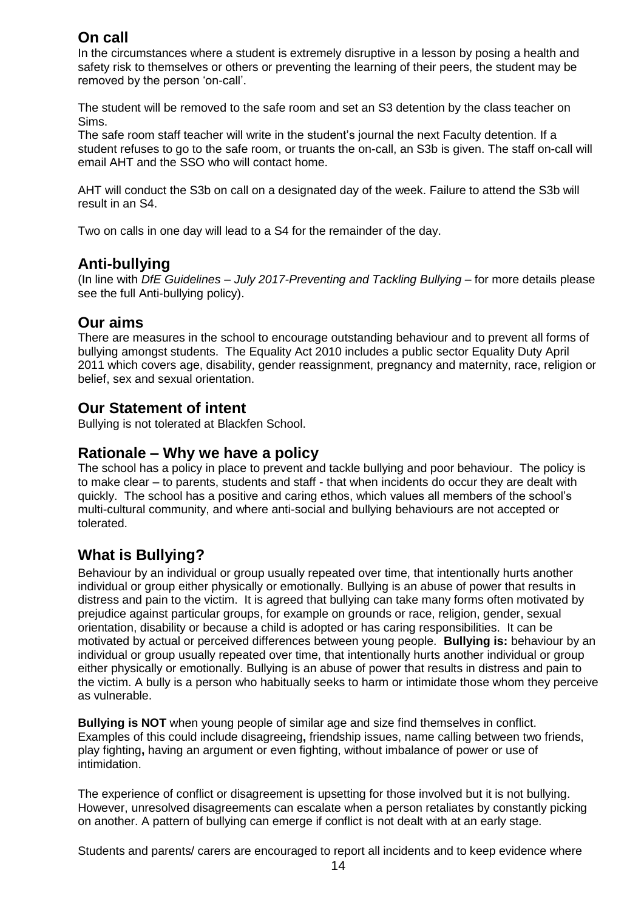## On call

In the circumstances where a student is extremely disruptive in a lesson by posing a health and safety risk to themselves or others or preventing the learning of their peers, the student may be removed by the person 'on-call'.

The student will be removed to the safe room and set an S3 detention by the class teacher on Sims.
The safe room staff teacher will write in the student's journal the next Faculty detention. If a student refuses to go to the safe room, or truants the on-call, an S3b is given. The staff on-call will email AHT and the SSO who will contact home.

AHT will conduct the S3b on call on a designated day of the week. Failure to attend the S3b will result in an S4.

Two on calls in one day will lead to a S4 for the remainder of the day.

## Anti-bullying

(In line with *DfE Guidelines – July 2017-Preventing and Tackling Bullying* – for more details please see the full Anti-bullying policy).

## Our aims

There are measures in the school to encourage outstanding behaviour and to prevent all forms of bullying amongst students. The Equality Act 2010 includes a public sector Equality Duty April 2011 which covers age, disability, gender reassignment, pregnancy and maternity, race, religion or belief, sex and sexual orientation.

## Our Statement of intent

Bullying is not tolerated at Blackfen School.

## Rationale – Why we have a policy

The school has a policy in place to prevent and tackle bullying and poor behaviour. The policy is to make clear – to parents, students and staff - that when incidents do occur they are dealt with quickly. The school has a positive and caring ethos, which values all members of the school's multi-cultural community, and where anti-social and bullying behaviours are not accepted or tolerated.

## What is Bullying?

Behaviour by an individual or group usually repeated over time, that intentionally hurts another individual or group either physically or emotionally. Bullying is an abuse of power that results in distress and pain to the victim. It is agreed that bullying can take many forms often motivated by prejudice against particular groups, for example on grounds or race, religion, gender, sexual orientation, disability or because a child is adopted or has caring responsibilities. It can be motivated by actual or perceived differences between young people. **Bullying is:** behaviour by an individual or group usually repeated over time, that intentionally hurts another individual or group either physically or emotionally. Bullying is an abuse of power that results in distress and pain to the victim. A bully is a person who habitually seeks to harm or intimidate those whom they perceive as vulnerable.

**Bullying is NOT** when young people of similar age and size find themselves in conflict. Examples of this could include disagreeing**,** friendship issues, name calling between two friends, play fighting**,** having an argument or even fighting, without imbalance of power or use of intimidation.

The experience of conflict or disagreement is upsetting for those involved but it is not bullying. However, unresolved disagreements can escalate when a person retaliates by constantly picking on another. A pattern of bullying can emerge if conflict is not dealt with at an early stage.

Students and parents/ carers are encouraged to report all incidents and to keep evidence where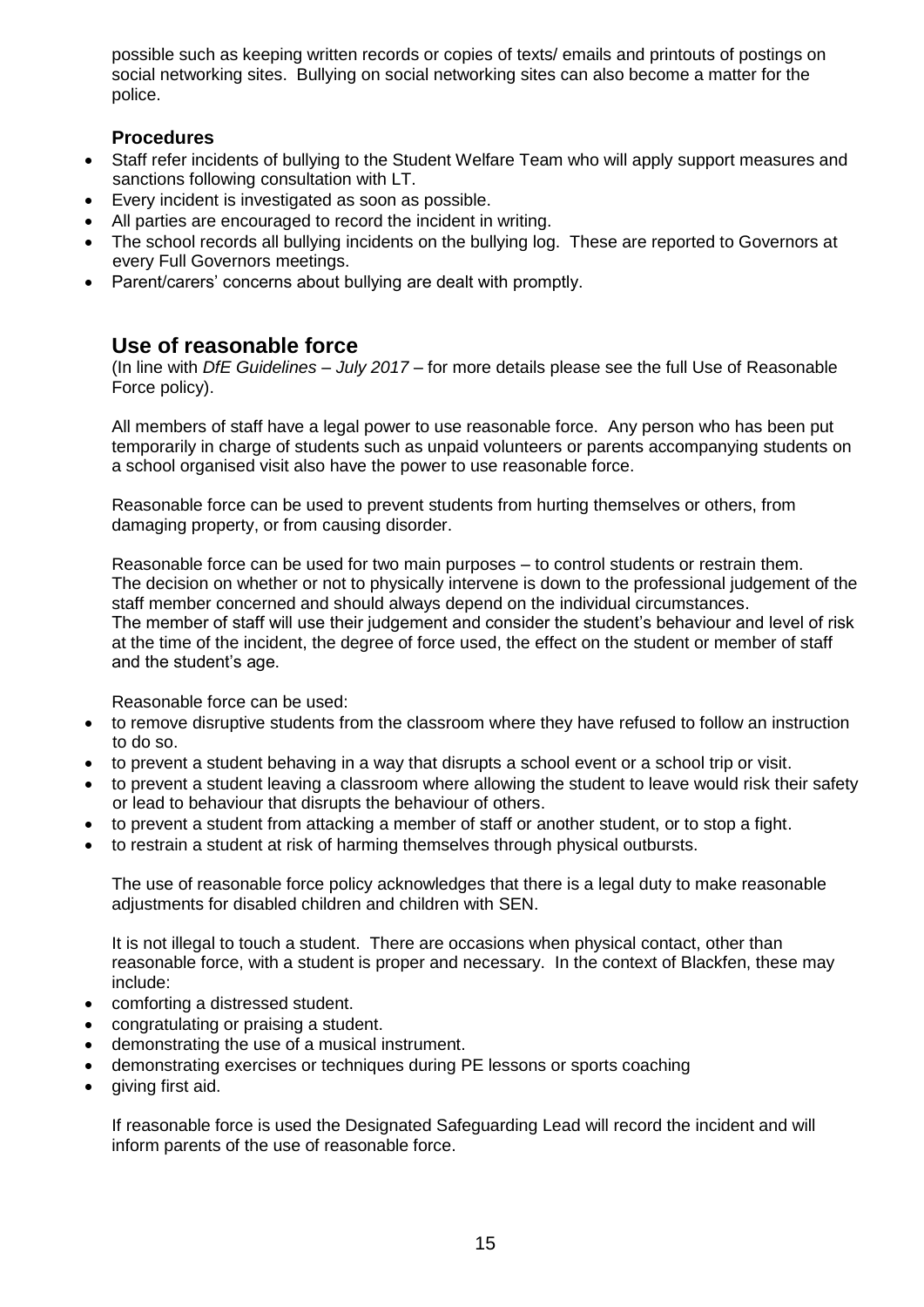possible such as keeping written records or copies of texts/ emails and printouts of postings on social networking sites. Bullying on social networking sites can also become a matter for the police.

### Procedures

- Staff refer incidents of bullying to the Student Welfare Team who will apply support measures and sanctions following consultation with LT.
- Every incident is investigated as soon as possible.
- All parties are encouraged to record the incident in writing.
- The school records all bullying incidents on the bullying log. These are reported to Governors at every Full Governors meetings.
- Parent/carers' concerns about bullying are dealt with promptly.

## Use of reasonable force

(In line with *DfE Guidelines – July 2017* – for more details please see the full Use of Reasonable Force policy).

All members of staff have a legal power to use reasonable force. Any person who has been put temporarily in charge of students such as unpaid volunteers or parents accompanying students on a school organised visit also have the power to use reasonable force.

Reasonable force can be used to prevent students from hurting themselves or others, from damaging property, or from causing disorder.

Reasonable force can be used for two main purposes – to control students or restrain them. The decision on whether or not to physically intervene is down to the professional judgement of the staff member concerned and should always depend on the individual circumstances. The member of staff will use their judgement and consider the student's behaviour and level of risk at the time of the incident, the degree of force used, the effect on the student or member of staff and the student's age.

Reasonable force can be used:

- to remove disruptive students from the classroom where they have refused to follow an instruction to do so.
- to prevent a student behaving in a way that disrupts a school event or a school trip or visit.
- to prevent a student leaving a classroom where allowing the student to leave would risk their safety or lead to behaviour that disrupts the behaviour of others.
- to prevent a student from attacking a member of staff or another student, or to stop a fight.
- to restrain a student at risk of harming themselves through physical outbursts.

The use of reasonable force policy acknowledges that there is a legal duty to make reasonable adjustments for disabled children and children with SEN.

It is not illegal to touch a student. There are occasions when physical contact, other than reasonable force, with a student is proper and necessary. In the context of Blackfen, these may include:

- comforting a distressed student.
- congratulating or praising a student.
- demonstrating the use of a musical instrument.
- demonstrating exercises or techniques during PE lessons or sports coaching
- giving first aid.

If reasonable force is used the Designated Safeguarding Lead will record the incident and will inform parents of the use of reasonable force.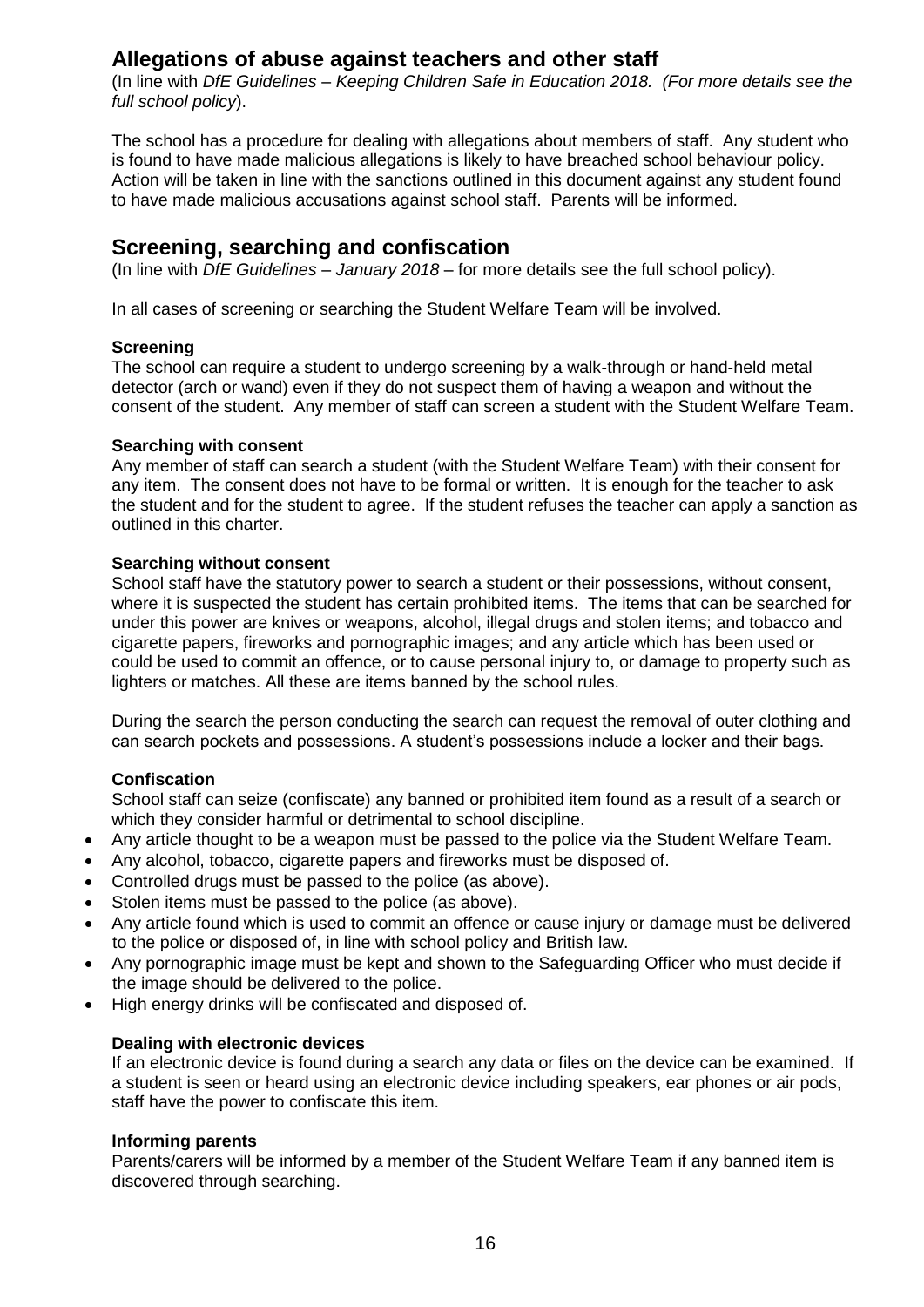## Allegations of abuse against teachers and other staff

(In line with *DfE Guidelines – Keeping Children Safe in Education 2018. (For more details see the full school policy*).

The school has a procedure for dealing with allegations about members of staff. Any student who is found to have made malicious allegations is likely to have breached school behaviour policy. Action will be taken in line with the sanctions outlined in this document against any student found to have made malicious accusations against school staff. Parents will be informed.

## Screening, searching and confiscation

(In line with *DfE Guidelines – January 2018* – for more details see the full school policy).

In all cases of screening or searching the Student Welfare Team will be involved.

**Screening**

The school can require a student to undergo screening by a walk-through or hand-held metal detector (arch or wand) even if they do not suspect them of having a weapon and without the consent of the student. Any member of staff can screen a student with the Student Welfare Team.

**Searching with consent**

Any member of staff can search a student (with the Student Welfare Team) with their consent for any item. The consent does not have to be formal or written. It is enough for the teacher to ask the student and for the student to agree. If the student refuses the teacher can apply a sanction as outlined in this charter.

**Searching without consent**

School staff have the statutory power to search a student or their possessions, without consent, where it is suspected the student has certain prohibited items. The items that can be searched for under this power are knives or weapons, alcohol, illegal drugs and stolen items; and tobacco and cigarette papers, fireworks and pornographic images; and any article which has been used or could be used to commit an offence, or to cause personal injury to, or damage to property such as lighters or matches. All these are items banned by the school rules.

During the search the person conducting the search can request the removal of outer clothing and can search pockets and possessions. A student's possessions include a locker and their bags.

**Confiscation**

School staff can seize (confiscate) any banned or prohibited item found as a result of a search or which they consider harmful or detrimental to school discipline.

- Any article thought to be a weapon must be passed to the police via the Student Welfare Team.
- Any alcohol, tobacco, cigarette papers and fireworks must be disposed of.
- Controlled drugs must be passed to the police (as above).
- Stolen items must be passed to the police (as above).
- Any article found which is used to commit an offence or cause injury or damage must be delivered to the police or disposed of, in line with school policy and British law.
- Any pornographic image must be kept and shown to the Safeguarding Officer who must decide if the image should be delivered to the police.
- High energy drinks will be confiscated and disposed of.

**Dealing with electronic devices**

If an electronic device is found during a search any data or files on the device can be examined. If a student is seen or heard using an electronic device including speakers, ear phones or air pods, staff have the power to confiscate this item.

**Informing parents**

Parents/carers will be informed by a member of the Student Welfare Team if any banned item is discovered through searching.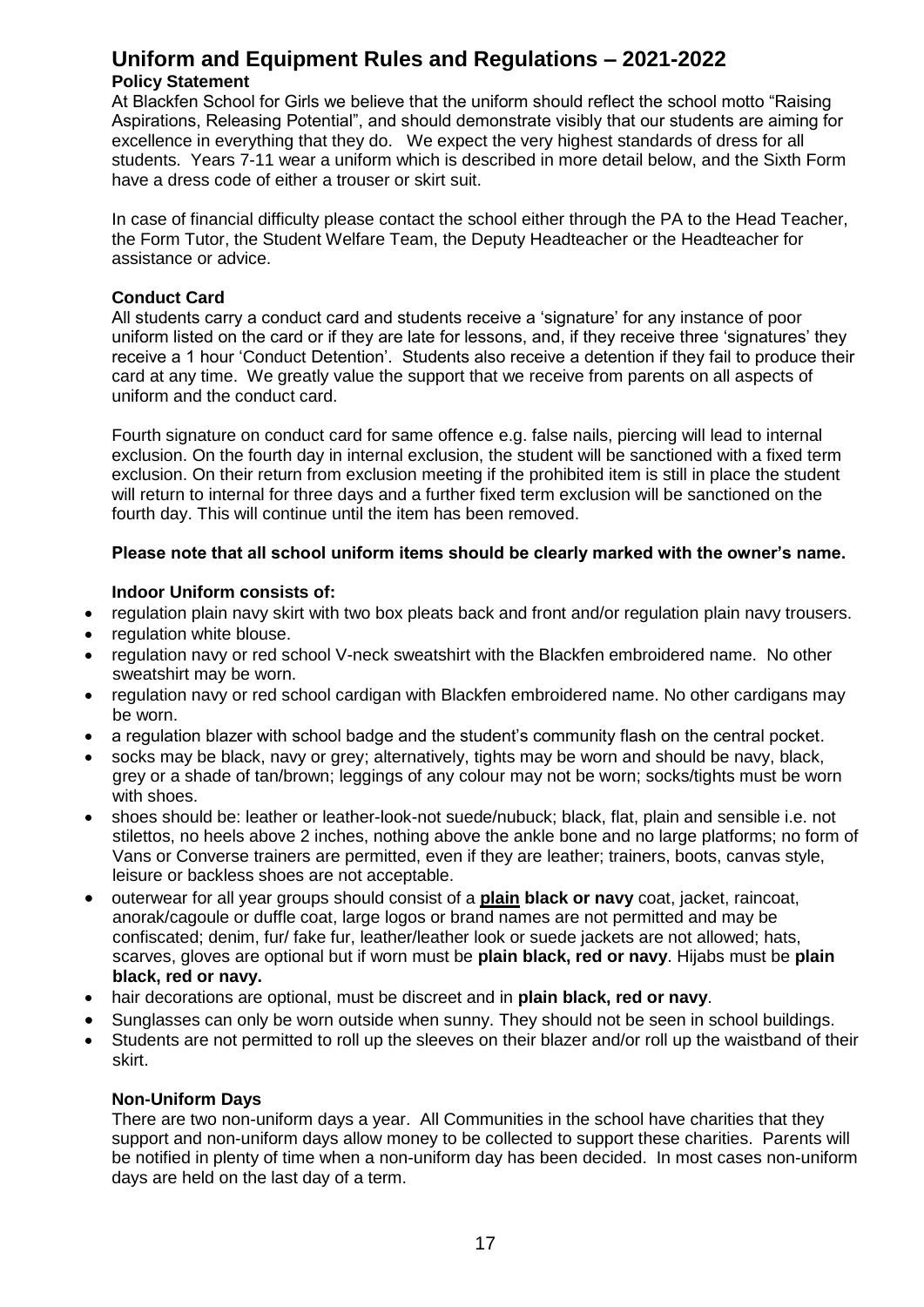# Uniform and Equipment Rules and Regulations – 2021-2022

### Policy Statement

At Blackfen School for Girls we believe that the uniform should reflect the school motto "Raising Aspirations, Releasing Potential", and should demonstrate visibly that our students are aiming for excellence in everything that they do. We expect the very highest standards of dress for all students. Years 7-11 wear a uniform which is described in more detail below, and the Sixth Form have a dress code of either a trouser or skirt suit.

In case of financial difficulty please contact the school either through the PA to the Head Teacher, the Form Tutor, the Student Welfare Team, the Deputy Headteacher or the Headteacher for assistance or advice.

### Conduct Card

All students carry a conduct card and students receive a 'signature' for any instance of poor uniform listed on the card or if they are late for lessons, and, if they receive three 'signatures' they receive a 1 hour 'Conduct Detention'. Students also receive a detention if they fail to produce their card at any time. We greatly value the support that we receive from parents on all aspects of uniform and the conduct card.

Fourth signature on conduct card for same offence e.g. false nails, piercing will lead to internal exclusion. On the fourth day in internal exclusion, the student will be sanctioned with a fixed term exclusion. On their return from exclusion meeting if the prohibited item is still in place the student will return to internal for three days and a further fixed term exclusion will be sanctioned on the fourth day. This will continue until the item has been removed.

**Please note that all school uniform items should be clearly marked with the owner's name.**

### Indoor Uniform consists of:

- regulation plain navy skirt with two box pleats back and front and/or regulation plain navy trousers.
- regulation white blouse.
- regulation navy or red school V-neck sweatshirt with the Blackfen embroidered name. No other sweatshirt may be worn.
- regulation navy or red school cardigan with Blackfen embroidered name. No other cardigans may be worn.
- a regulation blazer with school badge and the student's community flash on the central pocket.
- socks may be black, navy or grey; alternatively, tights may be worn and should be navy, black, grey or a shade of tan/brown; leggings of any colour may not be worn; socks/tights must be worn with shoes.
- shoes should be: leather or leather-look-not suede/nubuck; black, flat, plain and sensible i.e. not stilettos, no heels above 2 inches, nothing above the ankle bone and no large platforms; no form of Vans or Converse trainers are permitted, even if they are leather; trainers, boots, canvas style, leisure or backless shoes are not acceptable.
- outerwear for all year groups should consist of a **plain black or navy** coat, jacket, raincoat, anorak/cagoule or duffle coat, large logos or brand names are not permitted and may be confiscated; denim, fur/ fake fur, leather/leather look or suede jackets are not allowed; hats, scarves, gloves are optional but if worn must be **plain black, red or navy**. Hijabs must be **plain black, red or navy.**
- hair decorations are optional, must be discreet and in **plain black, red or navy**.
- Sunglasses can only be worn outside when sunny. They should not be seen in school buildings.
- Students are not permitted to roll up the sleeves on their blazer and/or roll up the waistband of their skirt.

### Non-Uniform Days

There are two non-uniform days a year. All Communities in the school have charities that they support and non-uniform days allow money to be collected to support these charities. Parents will be notified in plenty of time when a non-uniform day has been decided. In most cases non-uniform days are held on the last day of a term.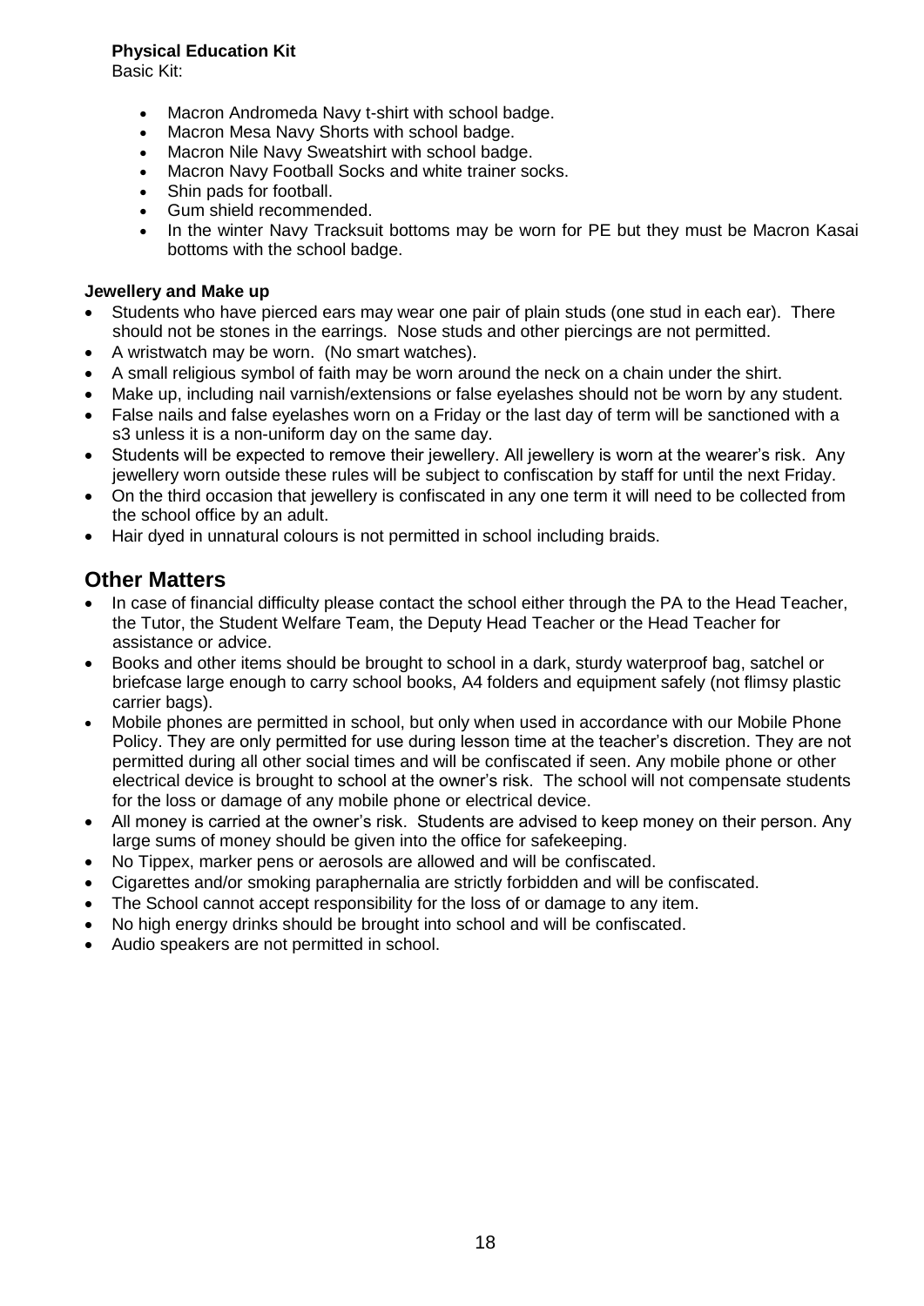**Physical Education Kit**

Basic Kit:

- Macron Andromeda Navy t-shirt with school badge.
- Macron Mesa Navy Shorts with school badge.
- Macron Nile Navy Sweatshirt with school badge.
- Macron Navy Football Socks and white trainer socks.
- Shin pads for football.
- Gum shield recommended.
- In the winter Navy Tracksuit bottoms may be worn for PE but they must be Macron Kasai bottoms with the school badge.

**Jewellery and Make up**

- Students who have pierced ears may wear one pair of plain studs (one stud in each ear). There should not be stones in the earrings. Nose studs and other piercings are not permitted.
- A wristwatch may be worn. (No smart watches).
- A small religious symbol of faith may be worn around the neck on a chain under the shirt.
- Make up, including nail varnish/extensions or false eyelashes should not be worn by any student.
- False nails and false eyelashes worn on a Friday or the last day of term will be sanctioned with a s3 unless it is a non-uniform day on the same day.
- Students will be expected to remove their jewellery. All jewellery is worn at the wearer's risk. Any jewellery worn outside these rules will be subject to confiscation by staff for until the next Friday.
- On the third occasion that jewellery is confiscated in any one term it will need to be collected from the school office by an adult.
- Hair dyed in unnatural colours is not permitted in school including braids.

## Other Matters

- In case of financial difficulty please contact the school either through the PA to the Head Teacher, the Tutor, the Student Welfare Team, the Deputy Head Teacher or the Head Teacher for assistance or advice.
- Books and other items should be brought to school in a dark, sturdy waterproof bag, satchel or briefcase large enough to carry school books, A4 folders and equipment safely (not flimsy plastic carrier bags).
- Mobile phones are permitted in school, but only when used in accordance with our Mobile Phone Policy. They are only permitted for use during lesson time at the teacher's discretion. They are not permitted during all other social times and will be confiscated if seen. Any mobile phone or other electrical device is brought to school at the owner's risk. The school will not compensate students for the loss or damage of any mobile phone or electrical device.
- All money is carried at the owner's risk. Students are advised to keep money on their person. Any large sums of money should be given into the office for safekeeping.
- No Tippex, marker pens or aerosols are allowed and will be confiscated.
- Cigarettes and/or smoking paraphernalia are strictly forbidden and will be confiscated.
- The School cannot accept responsibility for the loss of or damage to any item.
- No high energy drinks should be brought into school and will be confiscated.
- Audio speakers are not permitted in school.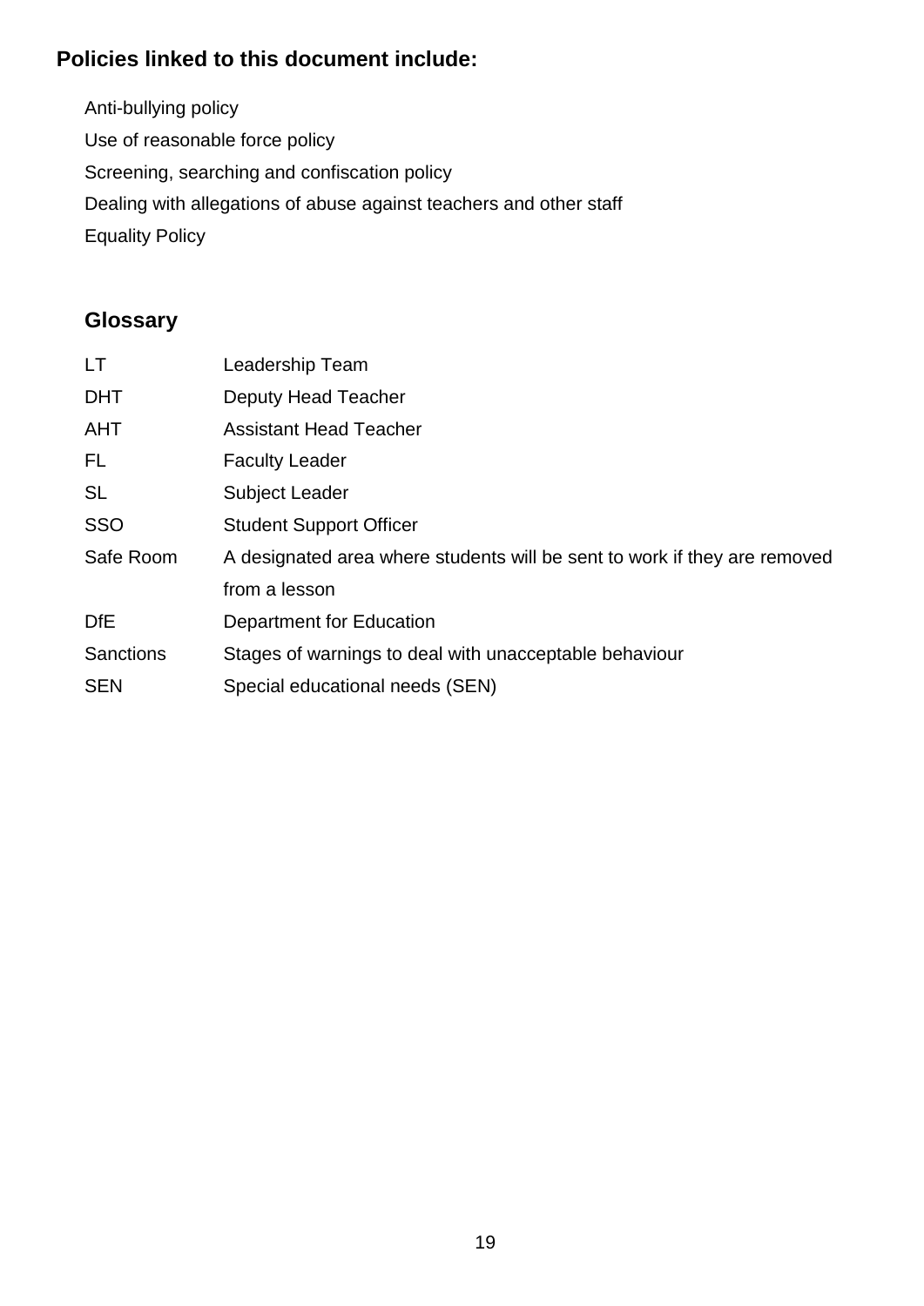## Policies linked to this document include:

Anti-bullying policy

Use of reasonable force policy

Screening, searching and confiscation policy

Dealing with allegations of abuse against teachers and other staff

Equality Policy

## Glossary

| | |
|---|---|
| LT | Leadership Team |
| DHT | Deputy Head Teacher |
| AHT | Assistant Head Teacher |
| FL | Faculty Leader |
| SL | Subject Leader |
| SSO | Student Support Officer |
| Safe Room | A designated area where students will be sent to work if they are removed from a lesson |
| DfE | Department for Education |
| Sanctions | Stages of warnings to deal with unacceptable behaviour |
| SEN | Special educational needs (SEN) |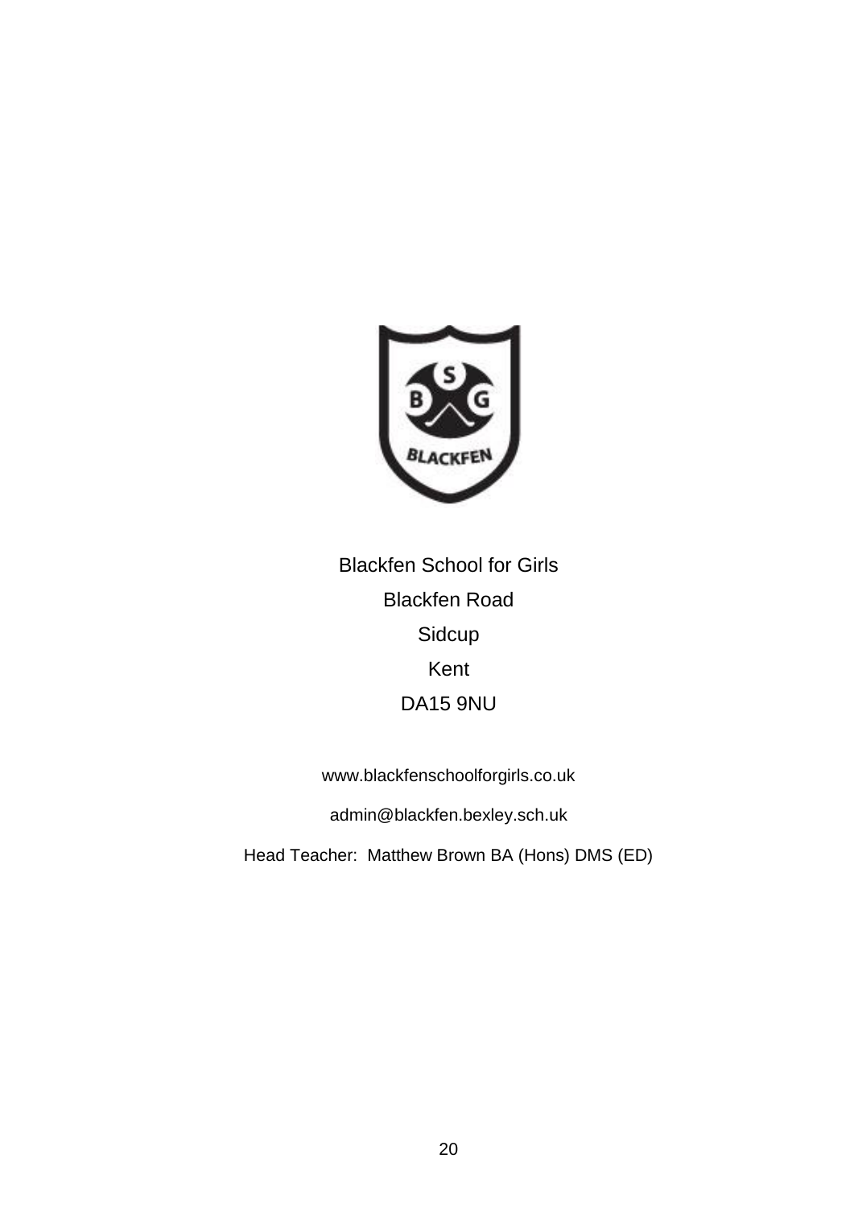Blackfen School for Girls

Blackfen Road

Sidcup

Kent

DA15 9NU

www.blackfenschoolforgirls.co.uk

admin@blackfen.bexley.sch.uk

Head Teacher: Matthew Brown BA (Hons) DMS (ED)